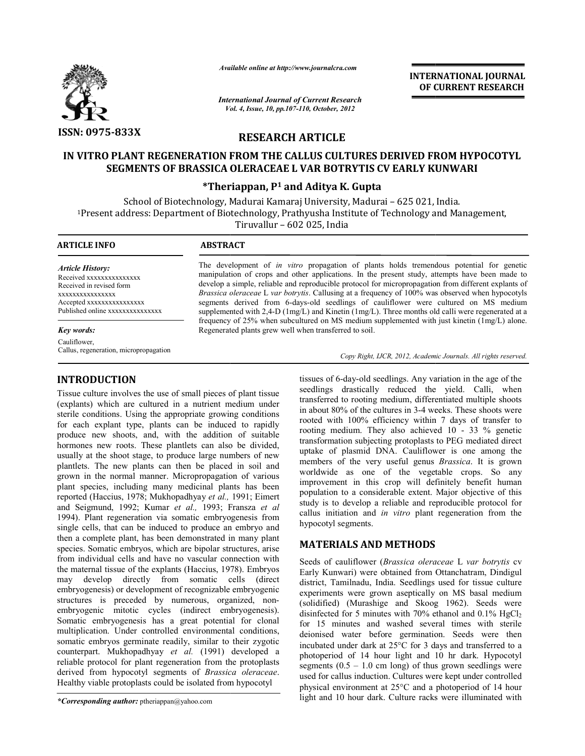*Available online at http://www.journalcra.com*

*International Journal of Current Research*
*Vol. 4, Issue, 10, pp.107-110, October, 2012*

**INTERNATIONAL JOURNAL OF CURRENT RESEARCH**

**ISSN: 0975-833X**

## RESEARCH ARTICLE

# IN VITRO PLANT REGENERATION FROM THE CALLUS CULTURES DERIVED FROM HYPOCOTYL SEGMENTS OF BRASSICA OLERACEAE L VAR BOTRYTIS CV EARLY KUNWARI

**\*Theriappan, P[1] and Aditya K. Gupta**

School of Biotechnology, Madurai Kamaraj University, Madurai – 625 021, India.
[1]Present address: Department of Biotechnology, Prathyusha Institute of Technology and Management, Tiruvallur – 602 025, India

**ARTICLE INFO**

*Article History:*
Received xxxxxxxxxxxxxxx
Received in revised form xxxxxxxxxxxxxxxx
Accepted xxxxxxxxxxxxxxxx
Published online xxxxxxxxxxxxxxxx

*Key words:*
Cauliflower,
Callus, regeneration, micropropagation

**ABSTRACT**

The development of *in vitro* propagation of plants holds tremendous potential for genetic manipulation of crops and other applications. In the present study, attempts have been made to develop a simple, reliable and reproducible protocol for micropropagation from different explants of *Brassica oleraceae* L *var botrytis*. Callusing at a frequency of 100% was observed when hypocotyls segments derived from 6-days-old seedlings of cauliflower were cultured on MS medium supplemented with 2,4-D (1mg/L) and Kinetin (1mg/L). Three months old calli were regenerated at a frequency of 25% when subcultured on MS medium supplemented with just kinetin (1mg/L) alone. Regenerated plants grew well when transferred to soil.

*Copy Right, IJCR, 2012, Academic Journals. All rights reserved.*

## INTRODUCTION

Tissue culture involves the use of small pieces of plant tissue (explants) which are cultured in a nutrient medium under sterile conditions. Using the appropriate growing conditions for each explant type, plants can be induced to rapidly produce new shoots, and, with the addition of suitable hormones new roots. These plantlets can also be divided, usually at the shoot stage, to produce large numbers of new plantlets. The new plants can then be placed in soil and grown in the normal manner. Micropropagation of various plant species, including many medicinal plants has been reported (Haccius, 1978; Mukhopadhyay *et al.,* 1991; Eimert and Seigmund, 1992; Kumar *et al.,* 1993; Fransza *et al* 1994). Plant regeneration via somatic embryogenesis from single cells, that can be induced to produce an embryo and then a complete plant, has been demonstrated in many plant species. Somatic embryos, which are bipolar structures, arise from individual cells and have no vascular connection with the maternal tissue of the explants (Haccius, 1978). Embryos may develop directly from somatic cells (direct embryogenesis) or development of recognizable embryogenic structures is preceded by numerous, organized, non-embryogenic mitotic cycles (indirect embryogenesis). Somatic embryogenesis has a great potential for clonal multiplication. Under controlled environmental conditions, somatic embryos germinate readily, similar to their zygotic counterpart. Mukhopadhyay *et al.* (1991) developed a reliable protocol for plant regeneration from the protoplasts derived from hypocotyl segments of *Brassica oleraceae*. Healthy viable protoplasts could be isolated from hypocotyl tissues of 6-day-old seedlings. Any variation in the age of the seedlings drastically reduced the yield. Calli, when transferred to rooting medium, differentiated multiple shoots in about 80% of the cultures in 3-4 weeks. These shoots were rooted with 100% efficiency within 7 days of transfer to rooting medium. They also achieved 10 - 33 % genetic transformation subjecting protoplasts to PEG mediated direct uptake of plasmid DNA. Cauliflower is one among the members of the very useful genus *Brassica*. It is grown worldwide as one of the vegetable crops. So any improvement in this crop will definitely benefit human population to a considerable extent. Major objective of this study is to develop a reliable and reproducible protocol for callus initiation and *in vitro* plant regeneration from the hypocotyl segments.

*\*Corresponding author:* ptheriappan@yahoo.com

## MATERIALS AND METHODS

Seeds of cauliflower (*Brassica oleraceae* L *var botrytis* cv Early Kunwari) were obtained from Ottanchatram, Dindigul district, Tamilnadu, India. Seedlings used for tissue culture experiments were grown aseptically on MS basal medium (solidified) (Murashige and Skoog 1962). Seeds were disinfected for 5 minutes with 70% ethanol and 0.1% $HgCl_2$ for 15 minutes and washed several times with sterile deionised water before germination. Seeds were then incubated under dark at 25°C for 3 days and transferred to a photoperiod of 14 hour light and 10 hr dark. Hypocotyl segments (0.5 – 1.0 cm long) of thus grown seedlings were used for callus induction. Cultures were kept under controlled physical environment at 25°C and a photoperiod of 14 hour light and 10 hour dark. Culture racks were illuminated with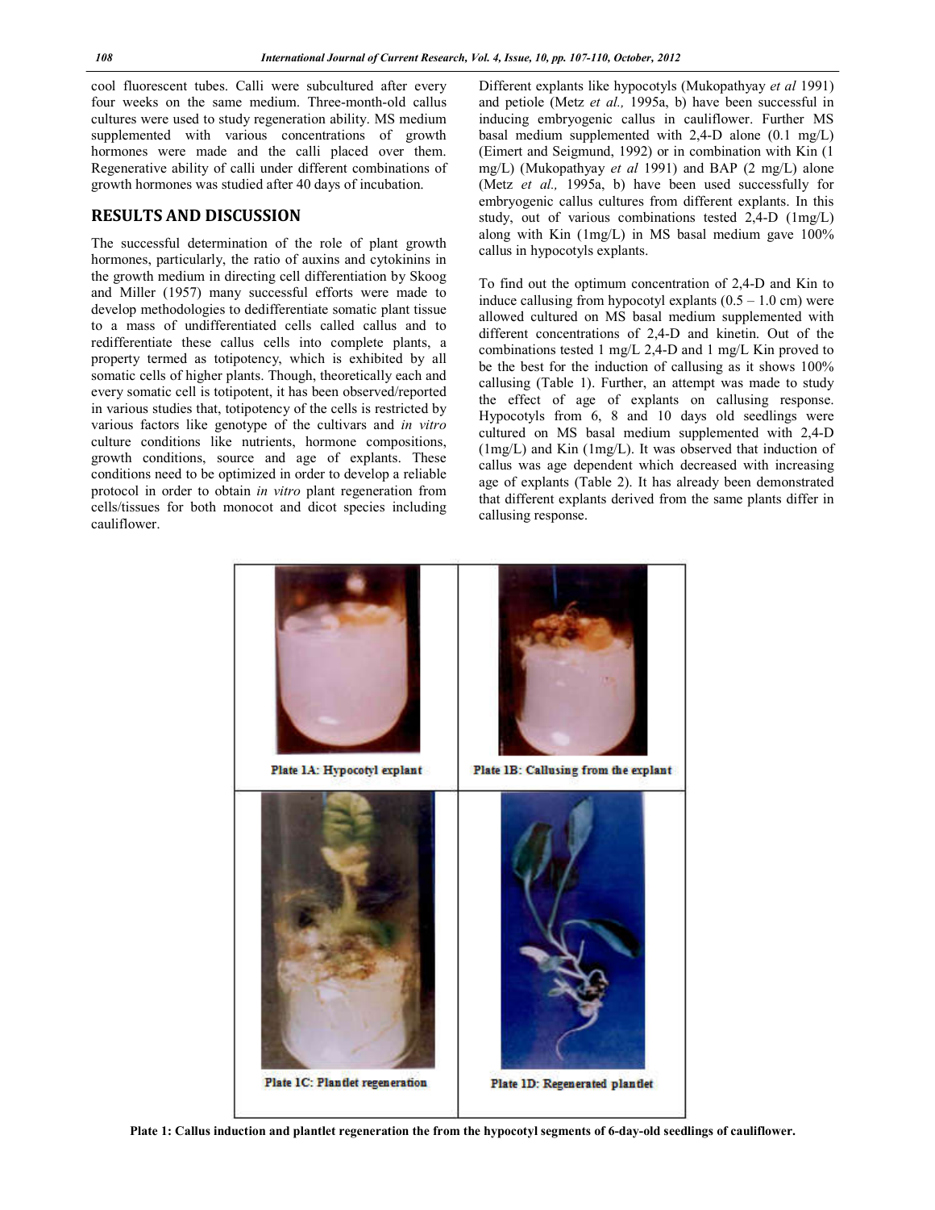cool fluorescent tubes. Calli were subcultured after every four weeks on the same medium. Three-month-old callus cultures were used to study regeneration ability. MS medium supplemented with various concentrations of growth hormones were made and the calli placed over them. Regenerative ability of calli under different combinations of growth hormones was studied after 40 days of incubation.

## RESULTS AND DISCUSSION

The successful determination of the role of plant growth hormones, particularly, the ratio of auxins and cytokinins in the growth medium in directing cell differentiation by Skoog and Miller (1957) many successful efforts were made to develop methodologies to dedifferentiate somatic plant tissue to a mass of undifferentiated cells called callus and to redifferentiate these callus cells into complete plants, a property termed as totipotency, which is exhibited by all somatic cells of higher plants. Though, theoretically each and every somatic cell is totipotent, it has been observed/reported in various studies that, totipotency of the cells is restricted by various factors like genotype of the cultivars and *in vitro* culture conditions like nutrients, hormone compositions, growth conditions, source and age of explants. These conditions need to be optimized in order to develop a reliable protocol in order to obtain *in vitro* plant regeneration from cells/tissues for both monocot and dicot species including cauliflower.

Different explants like hypocotyls (Mukopathyay *et al* 1991) and petiole (Metz *et al.,* 1995a, b) have been successful in inducing embryogenic callus in cauliflower. Further MS basal medium supplemented with 2,4-D alone (0.1 mg/L) (Eimert and Seigmund, 1992) or in combination with Kin (1 mg/L) (Mukopathyay *et al* 1991) and BAP (2 mg/L) alone (Metz *et al.,* 1995a, b) have been used successfully for embryogenic callus cultures from different explants. In this study, out of various combinations tested 2,4-D (1mg/L) along with Kin (1mg/L) in MS basal medium gave 100% callus in hypocotyls explants.

To find out the optimum concentration of 2,4-D and Kin to induce callusing from hypocotyl explants (0.5 – 1.0 cm) were allowed cultured on MS basal medium supplemented with different concentrations of 2,4-D and kinetin. Out of the combinations tested 1 mg/L 2,4-D and 1 mg/L Kin proved to be the best for the induction of callusing as it shows 100% callusing (Table 1). Further, an attempt was made to study the effect of age of explants on callusing response. Hypocotyls from 6, 8 and 10 days old seedlings were cultured on MS basal medium supplemented with 2,4-D (1mg/L) and Kin (1mg/L). It was observed that induction of callus was age dependent which decreased with increasing age of explants (Table 2). It has already been demonstrated that different explants derived from the same plants differ in callusing response.

Plate 1A: Hypocotyl explant

Plate 1B: Callusing from the explant

Plate 1C: Plantlet regeneration

Plate 1D: Regenerated plantlet

**Plate 1: Callus induction and plantlet regeneration the from the hypocotyl segments of 6-day-old seedlings of cauliflower.**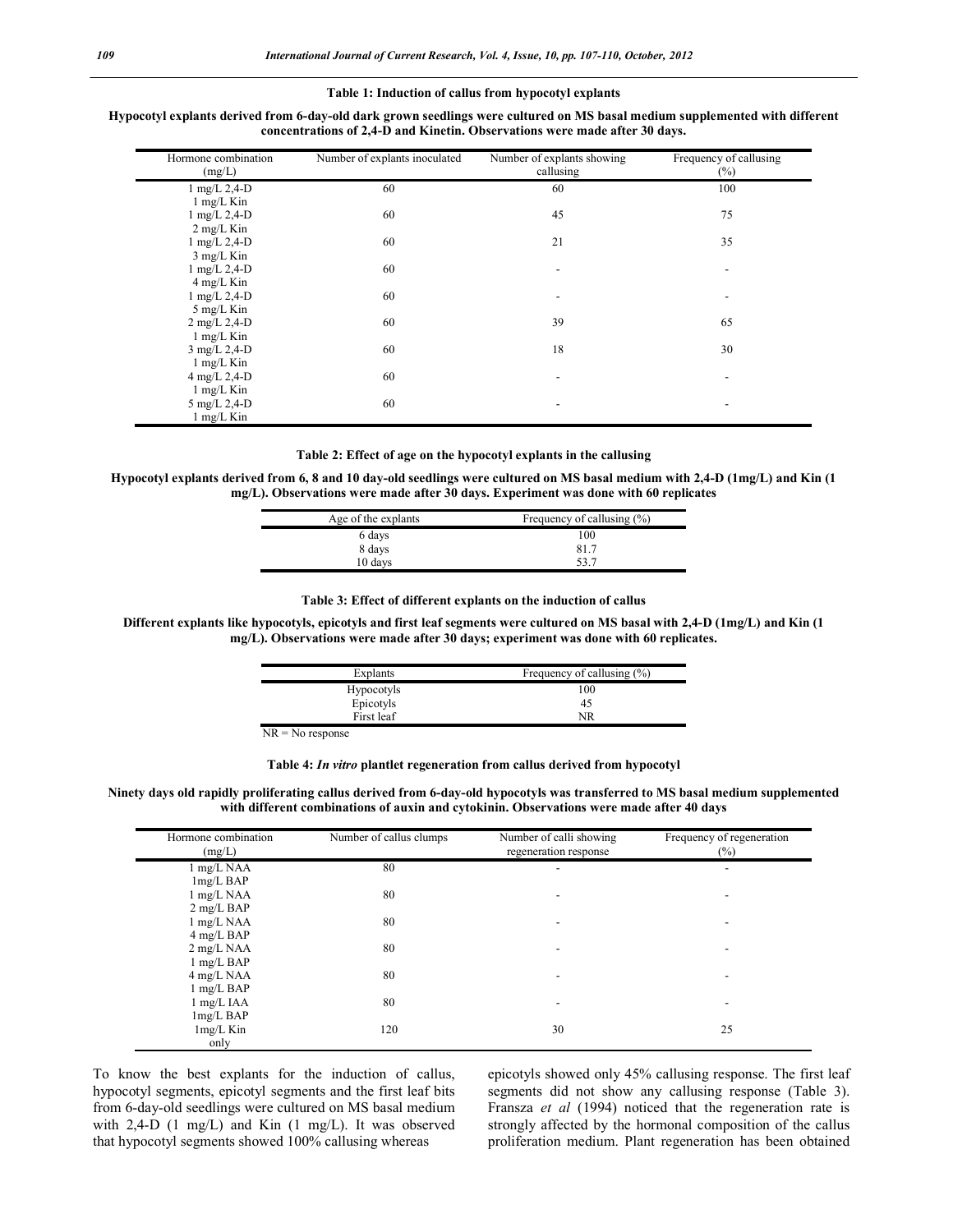**Table 1: Induction of callus from hypocotyl explants**

**Hypocotyl explants derived from 6-day-old dark grown seedlings were cultured on MS basal medium supplemented with different concentrations of 2,4-D and Kinetin. Observations were made after 30 days.**

| Hormone combination (mg/L) | Number of explants inoculated | Number of explants showing callusing | Frequency of callusing (%) |
|---|---|---|---|
| 1 mg/L 2,4-D 1 mg/L Kin | 60 | 60 | 100 |
| 1 mg/L 2,4-D 2 mg/L Kin | 60 | 45 | 75 |
| 1 mg/L 2,4-D 3 mg/L Kin | 60 | 21 | 35 |
| 1 mg/L 2,4-D 4 mg/L Kin | 60 | - | - |
| 1 mg/L 2,4-D 5 mg/L Kin | 60 | - | - |
| 2 mg/L 2,4-D 1 mg/L Kin | 60 | 39 | 65 |
| 3 mg/L 2,4-D 1 mg/L Kin | 60 | 18 | 30 |
| 4 mg/L 2,4-D 1 mg/L Kin | 60 | - | - |
| 5 mg/L 2,4-D 1 mg/L Kin | 60 | - | - |

**Table 2: Effect of age on the hypocotyl explants in the callusing**

**Hypocotyl explants derived from 6, 8 and 10 day-old seedlings were cultured on MS basal medium with 2,4-D (1mg/L) and Kin (1 mg/L). Observations were made after 30 days. Experiment was done with 60 replicates**

| Age of the explants | Frequency of callusing (%) |
|---|---|
| 6 days | 100 |
| 8 days | 81.7 |
| 10 days | 53.7 |

**Table 3: Effect of different explants on the induction of callus**

**Different explants like hypocotyls, epicotyls and first leaf segments were cultured on MS basal with 2,4-D (1mg/L) and Kin (1 mg/L). Observations were made after 30 days; experiment was done with 60 replicates.**

| Explants | Frequency of callusing (%) |
|---|---|
| Hypocotyls | 100 |
| Epicotyls | 45 |
| First leaf | NR |

NR = No response

**Table 4: *In vitro* plantlet regeneration from callus derived from hypocotyl**

**Ninety days old rapidly proliferating callus derived from 6-day-old hypocotyls was transferred to MS basal medium supplemented with different combinations of auxin and cytokinin. Observations were made after 40 days**

| Hormone combination (mg/L) | Number of callus clumps | Number of calli showing regeneration response | Frequency of regeneration (%) |
|---|---|---|---|
| 1 mg/L NAA 1mg/L BAP | 80 | - | - |
| 1 mg/L NAA 2 mg/L BAP | 80 | - | - |
| 1 mg/L NAA 4 mg/L BAP | 80 | - | - |
| 2 mg/L NAA 1 mg/L BAP | 80 | - | - |
| 4 mg/L NAA 1 mg/L BAP | 80 | - | - |
| 1 mg/L IAA 1mg/L BAP | 80 | - | - |
| 1mg/L Kin only | 120 | 30 | 25 |

To know the best explants for the induction of callus, hypocotyl segments, epicotyl segments and the first leaf bits from 6-day-old seedlings were cultured on MS basal medium with 2,4-D (1 mg/L) and Kin (1 mg/L). It was observed that hypocotyl segments showed 100% callusing whereas epicotyls showed only 45% callusing response. The first leaf segments did not show any callusing response (Table 3). Fransza *et al* (1994) noticed that the regeneration rate is strongly affected by the hormonal composition of the callus proliferation medium. Plant regeneration has been obtained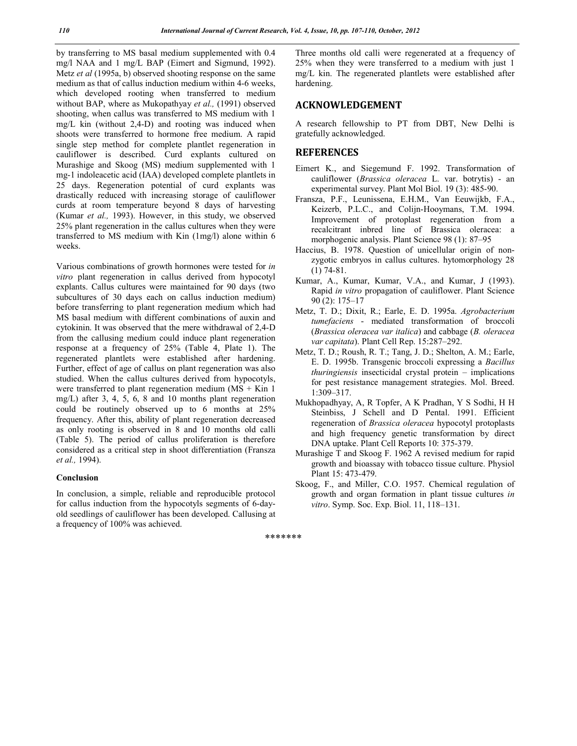by transferring to MS basal medium supplemented with 0.4 mg/l NAA and 1 mg/L BAP (Eimert and Sigmund, 1992). Metz *et al* (1995a, b) observed shooting response on the same medium as that of callus induction medium within 4-6 weeks, which developed rooting when transferred to medium without BAP, where as Mukopathyay *et al.,* (1991) observed shooting, when callus was transferred to MS medium with 1 mg/L kin (without 2,4-D) and rooting was induced when shoots were transferred to hormone free medium. A rapid single step method for complete plantlet regeneration in cauliflower is described. Curd explants cultured on Murashige and Skoog (MS) medium supplemented with 1 mg-1 indoleacetic acid (IAA) developed complete plantlets in 25 days. Regeneration potential of curd explants was drastically reduced with increasing storage of cauliflower curds at room temperature beyond 8 days of harvesting (Kumar *et al.,* 1993). However, in this study, we observed 25% plant regeneration in the callus cultures when they were transferred to MS medium with Kin (1mg/l) alone within 6 weeks.

Various combinations of growth hormones were tested for *in vitro* plant regeneration in callus derived from hypocotyl explants. Callus cultures were maintained for 90 days (two subcultures of 30 days each on callus induction medium) before transferring to plant regeneration medium which had MS basal medium with different combinations of auxin and cytokinin. It was observed that the mere withdrawal of 2,4-D from the callusing medium could induce plant regeneration response at a frequency of 25% (Table 4, Plate 1). The regenerated plantlets were established after hardening. Further, effect of age of callus on plant regeneration was also studied. When the callus cultures derived from hypocotyls, were transferred to plant regeneration medium (MS + Kin 1 mg/L) after 3, 4, 5, 6, 8 and 10 months plant regeneration could be routinely observed up to 6 months at 25% frequency. After this, ability of plant regeneration decreased as only rooting is observed in 8 and 10 months old calli (Table 5). The period of callus proliferation is therefore considered as a critical step in shoot differentiation (Fransza *et al.,* 1994).

### Conclusion

In conclusion, a simple, reliable and reproducible protocol for callus induction from the hypocotyls segments of 6-day-old seedlings of cauliflower has been developed. Callusing at a frequency of 100% was achieved. Three months old calli were regenerated at a frequency of 25% when they were transferred to a medium with just 1 mg/L kin. The regenerated plantlets were established after hardening.

## ACKNOWLEDGEMENT

A research fellowship to PT from DBT, New Delhi is gratefully acknowledged.

## REFERENCES

Eimert K., and Siegemund F. 1992. Transformation of cauliflower (*Brassica oleracea* L. var. botrytis) - an experimental survey. Plant Mol Biol. 19 (3): 485-90.

Fransza, P.F., Leunissena, E.H.M., Van Eeuwijkb, F.A., Keizerb, P.L.C., and Colijn-Hooymans, T.M. 1994. Improvement of protoplast regeneration from a recalcitrant inbred line of Brassica oleracea: a morphogenic analysis. Plant Science 98 (1): 87–95

Haccius, B. 1978. Question of unicellular origin of non-zygotic embryos in callus cultures. hytomorphology 28 (1) 74-81.

Kumar, A., Kumar, Kumar, V.A., and Kumar, J (1993). Rapid *in vitro* propagation of cauliflower. Plant Science 90 (2): 175–17

Metz, T. D.; Dixit, R.; Earle, E. D. 1995a. *Agrobacterium tumefaciens* - mediated transformation of broccoli (*Brassica oleracea var italica*) and cabbage (*B. oleracea var capitata*). Plant Cell Rep. 15:287–292.

Metz, T. D.; Roush, R. T.; Tang, J. D.; Shelton, A. M.; Earle, E. D. 1995b. Transgenic broccoli expressing a *Bacillus thuringiensis* insecticidal crystal protein – implications for pest resistance management strategies. Mol. Breed. 1:309–317.

Mukhopadhyay, A, R Topfer, A K Pradhan, Y S Sodhi, H H Steinbiss, J Schell and D Pental. 1991. Efficient regeneration of *Brassica oleracea* hypocotyl protoplasts and high frequency genetic transformation by direct DNA uptake. Plant Cell Reports 10: 375-379.

Murashige T and Skoog F. 1962 A revised medium for rapid growth and bioassay with tobacco tissue culture. Physiol Plant 15: 473-479.

Skoog, F., and Miller, C.O. 1957. Chemical regulation of growth and organ formation in plant tissue cultures *in vitro*. Symp. Soc. Exp. Biol. 11, 118–131.

*******